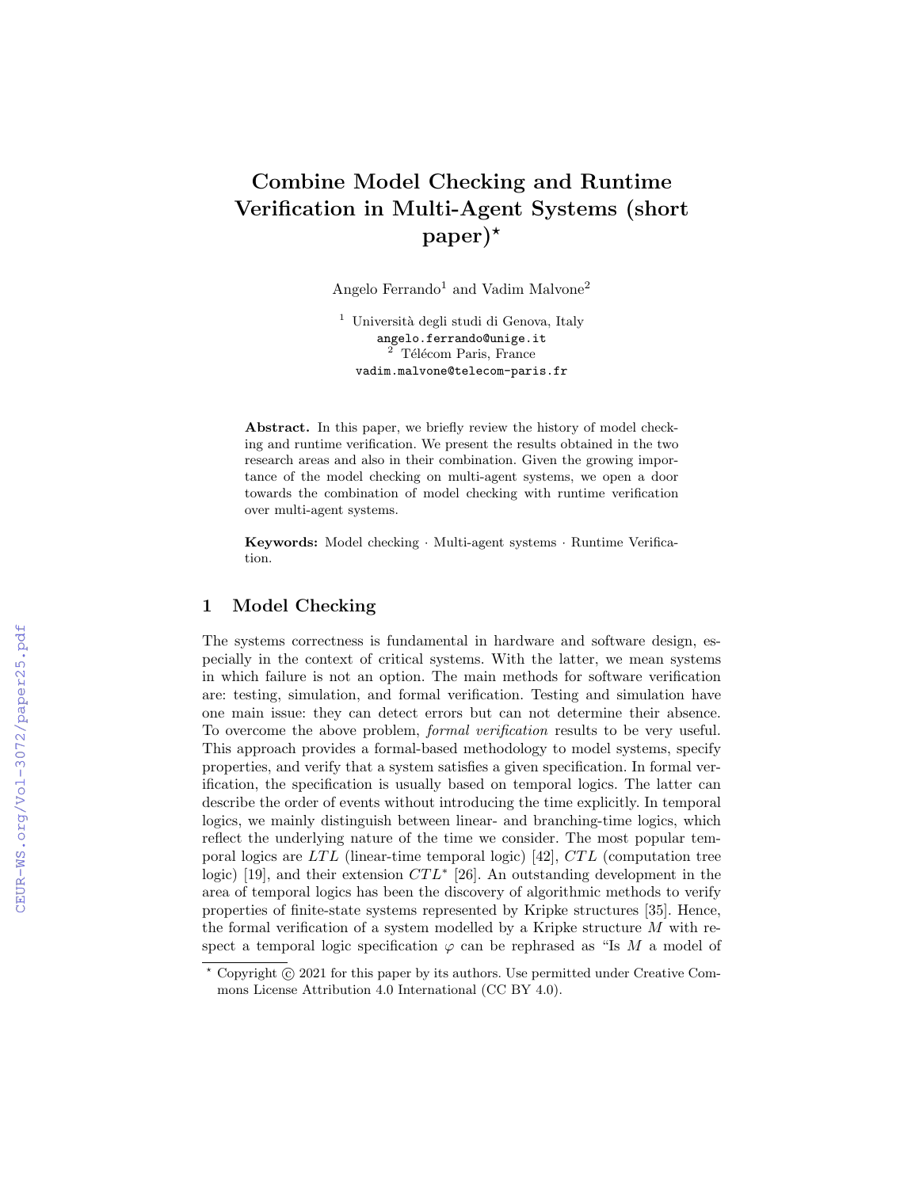# Combine Model Checking and Runtime Verification in Multi-Agent Systems (short paper)*

Angelo Ferrando[1] and Vadim Malvone[2]

[1] Università degli studi di Genova, Italy
angelo.ferrando@unige.it
[2] Télécom Paris, France
vadim.malvone@telecom-paris.fr

**Abstract.** In this paper, we briefly review the history of model checking and runtime verification. We present the results obtained in the two research areas and also in their combination. Given the growing importance of the model checking on multi-agent systems, we open a door towards the combination of model checking with runtime verification over multi-agent systems.

**Keywords:** Model checking · Multi-agent systems · Runtime Verification.

## 1 Model Checking

The systems correctness is fundamental in hardware and software design, especially in the context of critical systems. With the latter, we mean systems in which failure is not an option. The main methods for software verification are: testing, simulation, and formal verification. Testing and simulation have one main issue: they can detect errors but can not determine their absence. To overcome the above problem, *formal verification* results to be very useful. This approach provides a formal-based methodology to model systems, specify properties, and verify that a system satisfies a given specification. In formal verification, the specification is usually based on temporal logics. The latter can describe the order of events without introducing the time explicitly. In temporal logics, we mainly distinguish between linear- and branching-time logics, which reflect the underlying nature of the time we consider. The most popular temporal logics are $LTL$ (linear-time temporal logic) [42], $CTL$ (computation tree logic) [19], and their extension $CTL^*$ [26]. An outstanding development in the area of temporal logics has been the discovery of algorithmic methods to verify properties of finite-state systems represented by Kripke structures [35]. Hence, the formal verification of a system modelled by a Kripke structure $M$ with respect a temporal logic specification $\varphi$ can be rephrased as "Is $M$ a model of

* Copyright © 2021 for this paper by its authors. Use permitted under Creative Commons License Attribution 4.0 International (CC BY 4.0).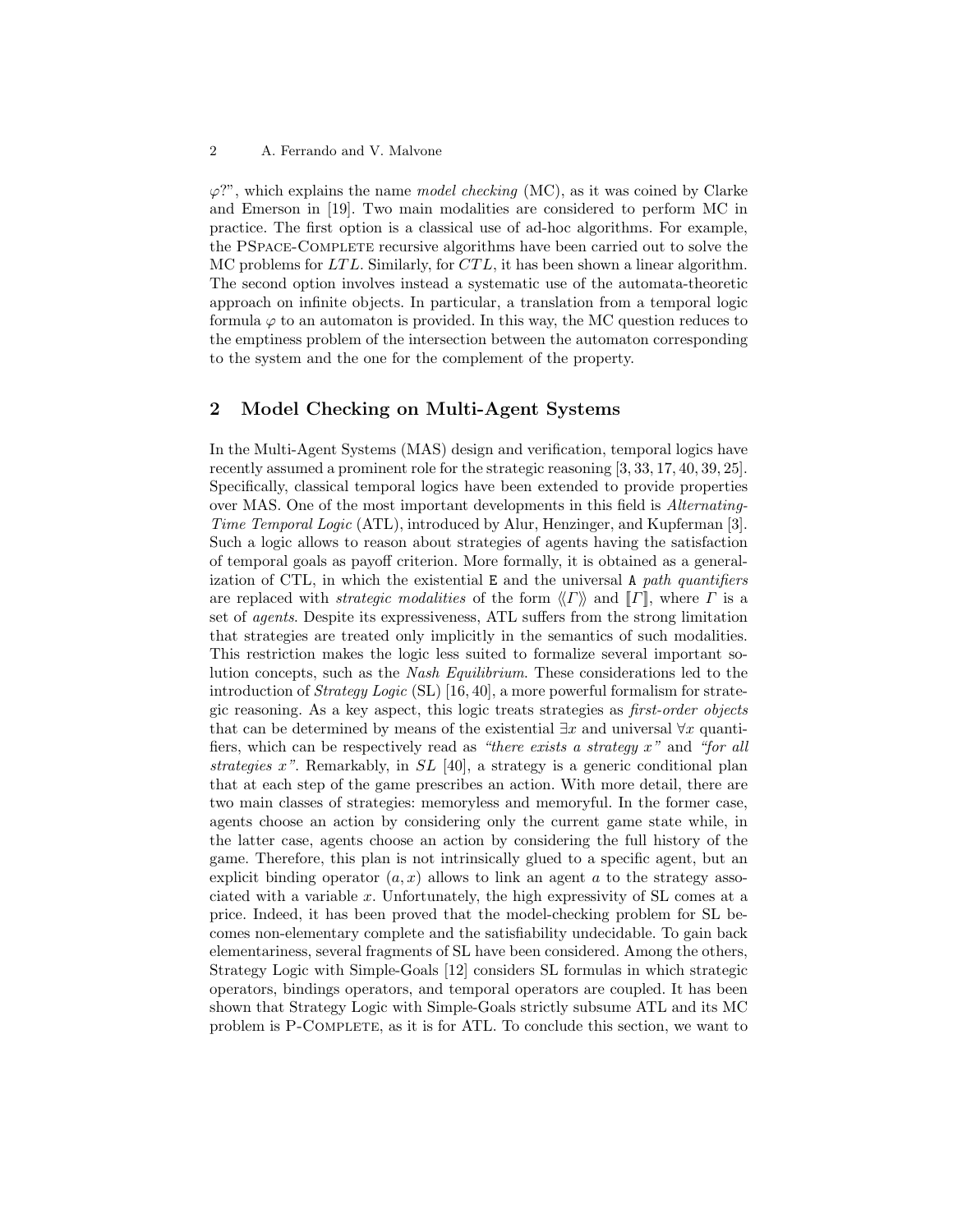$\varphi$?", which explains the name *model checking* (MC), as it was coined by Clarke and Emerson in [19]. Two main modalities are considered to perform MC in practice. The first option is a classical use of ad-hoc algorithms. For example, the PSpace-Complete recursive algorithms have been carried out to solve the MC problems for $LTL$. Similarly, for $CTL$, it has been shown a linear algorithm. The second option involves instead a systematic use of the automata-theoretic approach on infinite objects. In particular, a translation from a temporal logic formula $\varphi$ to an automaton is provided. In this way, the MC question reduces to the emptiness problem of the intersection between the automaton corresponding to the system and the one for the complement of the property.

## 2 Model Checking on Multi-Agent Systems

In the Multi-Agent Systems (MAS) design and verification, temporal logics have recently assumed a prominent role for the strategic reasoning [3, 33, 17, 40, 39, 25]. Specifically, classical temporal logics have been extended to provide properties over MAS. One of the most important developments in this field is *Alternating-Time Temporal Logic* (ATL), introduced by Alur, Henzinger, and Kupferman [3]. Such a logic allows to reason about strategies of agents having the satisfaction of temporal goals as payoff criterion. More formally, it is obtained as a generalization of CTL, in which the existential E and the universal A *path quantifiers* are replaced with *strategic modalities* of the form $\langle\langle \Gamma \rangle\rangle$ and $[\![ \Gamma ]\!]$, where $\Gamma$ is a set of *agents*. Despite its expressiveness, ATL suffers from the strong limitation that strategies are treated only implicitly in the semantics of such modalities. This restriction makes the logic less suited to formalize several important solution concepts, such as the *Nash Equilibrium*. These considerations led to the introduction of *Strategy Logic* (SL) [16, 40], a more powerful formalism for strategic reasoning. As a key aspect, this logic treats strategies as *first-order objects* that can be determined by means of the existential $\exists x$ and universal $\forall x$ quantifiers, which can be respectively read as *"there exists a strategy $x$"* and *"for all strategies $x$"*. Remarkably, in $SL$ [40], a strategy is a generic conditional plan that at each step of the game prescribes an action. With more detail, there are two main classes of strategies: memoryless and memoryful. In the former case, agents choose an action by considering only the current game state while, in the latter case, agents choose an action by considering the full history of the game. Therefore, this plan is not intrinsically glued to a specific agent, but an explicit binding operator $(a, x)$ allows to link an agent $a$ to the strategy associated with a variable $x$. Unfortunately, the high expressivity of SL comes at a price. Indeed, it has been proved that the model-checking problem for SL becomes non-elementary complete and the satisfiability undecidable. To gain back elementariness, several fragments of SL have been considered. Among the others, Strategy Logic with Simple-Goals [12] considers SL formulas in which strategic operators, bindings operators, and temporal operators are coupled. It has been shown that Strategy Logic with Simple-Goals strictly subsume ATL and its MC problem is P-Complete, as it is for ATL. To conclude this section, we want to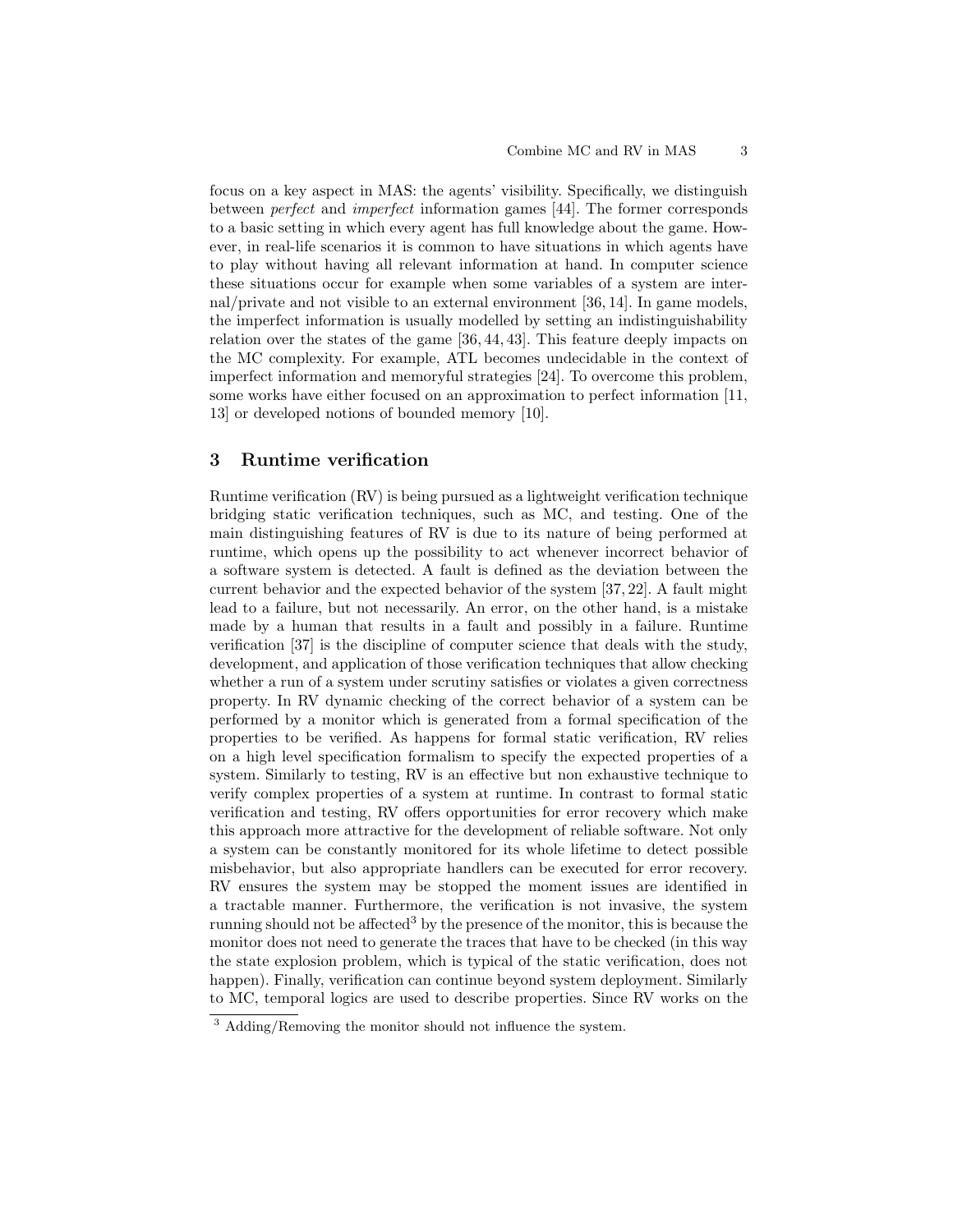focus on a key aspect in MAS: the agents' visibility. Specifically, we distinguish between *perfect* and *imperfect* information games [44]. The former corresponds to a basic setting in which every agent has full knowledge about the game. However, in real-life scenarios it is common to have situations in which agents have to play without having all relevant information at hand. In computer science these situations occur for example when some variables of a system are internal/private and not visible to an external environment [36, 14]. In game models, the imperfect information is usually modelled by setting an indistinguishability relation over the states of the game [36, 44, 43]. This feature deeply impacts on the MC complexity. For example, ATL becomes undecidable in the context of imperfect information and memoryful strategies [24]. To overcome this problem, some works have either focused on an approximation to perfect information [11, 13] or developed notions of bounded memory [10].

## 3 Runtime verification

Runtime verification (RV) is being pursued as a lightweight verification technique bridging static verification techniques, such as MC, and testing. One of the main distinguishing features of RV is due to its nature of being performed at runtime, which opens up the possibility to act whenever incorrect behavior of a software system is detected. A fault is defined as the deviation between the current behavior and the expected behavior of the system [37, 22]. A fault might lead to a failure, but not necessarily. An error, on the other hand, is a mistake made by a human that results in a fault and possibly in a failure. Runtime verification [37] is the discipline of computer science that deals with the study, development, and application of those verification techniques that allow checking whether a run of a system under scrutiny satisfies or violates a given correctness property. In RV dynamic checking of the correct behavior of a system can be performed by a monitor which is generated from a formal specification of the properties to be verified. As happens for formal static verification, RV relies on a high level specification formalism to specify the expected properties of a system. Similarly to testing, RV is an effective but non exhaustive technique to verify complex properties of a system at runtime. In contrast to formal static verification and testing, RV offers opportunities for error recovery which make this approach more attractive for the development of reliable software. Not only a system can be constantly monitored for its whole lifetime to detect possible misbehavior, but also appropriate handlers can be executed for error recovery. RV ensures the system may be stopped the moment issues are identified in a tractable manner. Furthermore, the verification is not invasive, the system running should not be affected[3] by the presence of the monitor, this is because the monitor does not need to generate the traces that have to be checked (in this way the state explosion problem, which is typical of the static verification, does not happen). Finally, verification can continue beyond system deployment. Similarly to MC, temporal logics are used to describe properties. Since RV works on the

[3] Adding/Removing the monitor should not influence the system.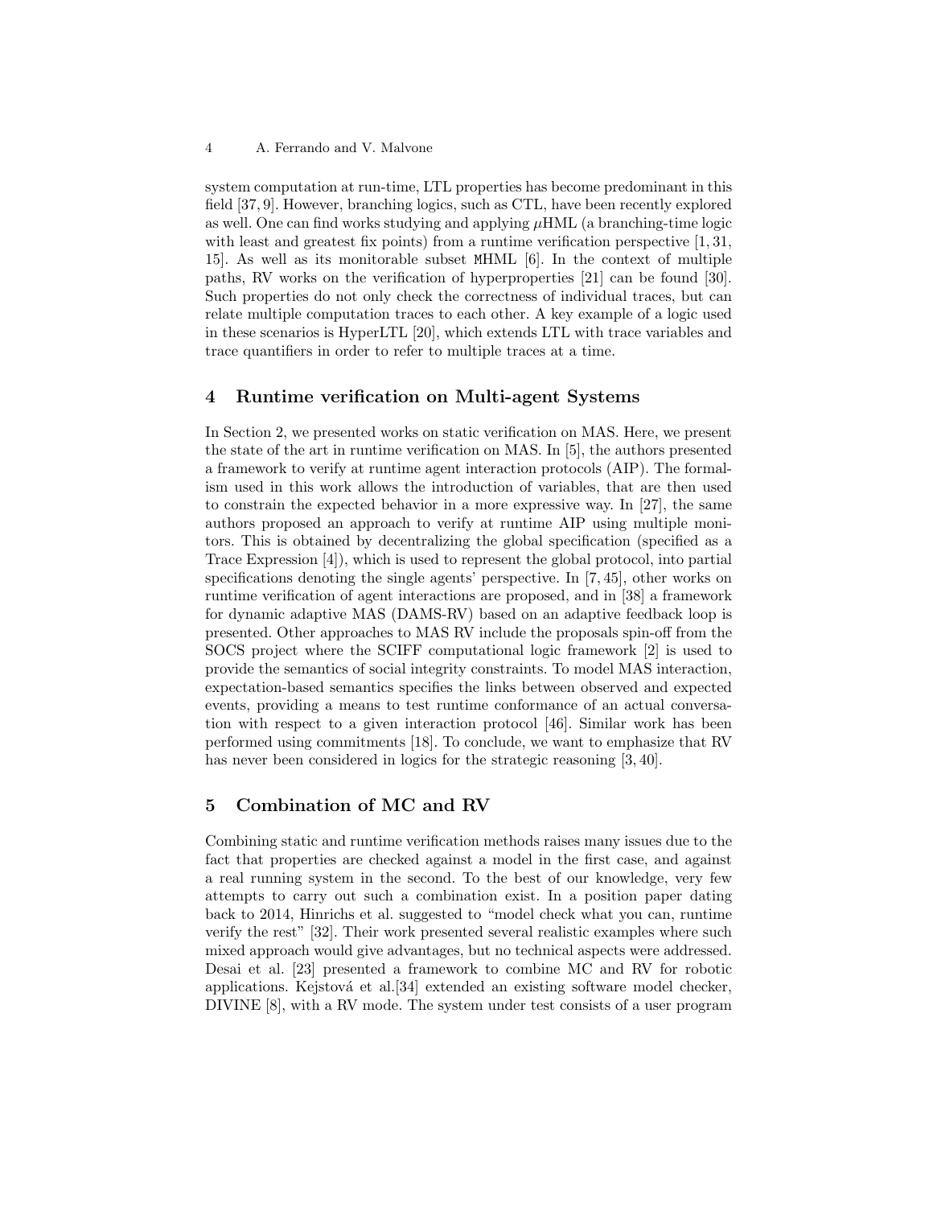system computation at run-time, LTL properties has become predominant in this field [37, 9]. However, branching logics, such as CTL, have been recently explored as well. One can find works studying and applying $\mu$HML (a branching-time logic with least and greatest fix points) from a runtime verification perspective [1, 31, 15]. As well as its monitorable subset MHML [6]. In the context of multiple paths, RV works on the verification of hyperproperties [21] can be found [30]. Such properties do not only check the correctness of individual traces, but can relate multiple computation traces to each other. A key example of a logic used in these scenarios is HyperLTL [20], which extends LTL with trace variables and trace quantifiers in order to refer to multiple traces at a time.

## 4 Runtime verification on Multi-agent Systems

In Section 2, we presented works on static verification on MAS. Here, we present the state of the art in runtime verification on MAS. In [5], the authors presented a framework to verify at runtime agent interaction protocols (AIP). The formalism used in this work allows the introduction of variables, that are then used to constrain the expected behavior in a more expressive way. In [27], the same authors proposed an approach to verify at runtime AIP using multiple monitors. This is obtained by decentralizing the global specification (specified as a Trace Expression [4]), which is used to represent the global protocol, into partial specifications denoting the single agents' perspective. In [7, 45], other works on runtime verification of agent interactions are proposed, and in [38] a framework for dynamic adaptive MAS (DAMS-RV) based on an adaptive feedback loop is presented. Other approaches to MAS RV include the proposals spin-off from the SOCS project where the SCIFF computational logic framework [2] is used to provide the semantics of social integrity constraints. To model MAS interaction, expectation-based semantics specifies the links between observed and expected events, providing a means to test runtime conformance of an actual conversation with respect to a given interaction protocol [46]. Similar work has been performed using commitments [18]. To conclude, we want to emphasize that RV has never been considered in logics for the strategic reasoning [3, 40].

## 5 Combination of MC and RV

Combining static and runtime verification methods raises many issues due to the fact that properties are checked against a model in the first case, and against a real running system in the second. To the best of our knowledge, very few attempts to carry out such a combination exist. In a position paper dating back to 2014, Hinrichs et al. suggested to "model check what you can, runtime verify the rest" [32]. Their work presented several realistic examples where such mixed approach would give advantages, but no technical aspects were addressed. Desai et al. [23] presented a framework to combine MC and RV for robotic applications. Kejstová et al.[34] extended an existing software model checker, DIVINE [8], with a RV mode. The system under test consists of a user program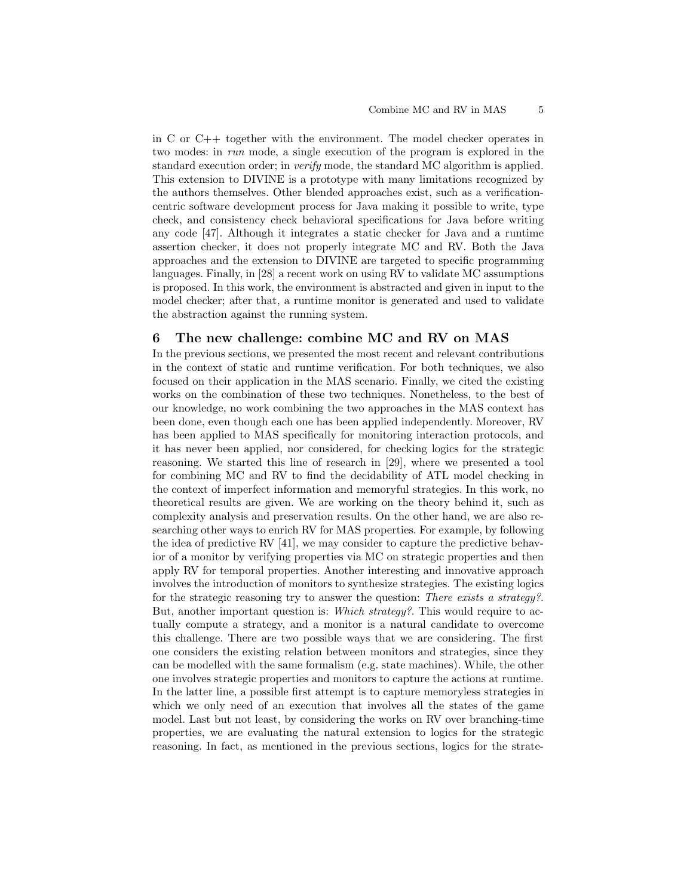in C or C++ together with the environment. The model checker operates in two modes: in *run* mode, a single execution of the program is explored in the standard execution order; in *verify* mode, the standard MC algorithm is applied. This extension to DIVINE is a prototype with many limitations recognized by the authors themselves. Other blended approaches exist, such as a verification-centric software development process for Java making it possible to write, type check, and consistency check behavioral specifications for Java before writing any code [47]. Although it integrates a static checker for Java and a runtime assertion checker, it does not properly integrate MC and RV. Both the Java approaches and the extension to DIVINE are targeted to specific programming languages. Finally, in [28] a recent work on using RV to validate MC assumptions is proposed. In this work, the environment is abstracted and given in input to the model checker; after that, a runtime monitor is generated and used to validate the abstraction against the running system.

## 6 The new challenge: combine MC and RV on MAS

In the previous sections, we presented the most recent and relevant contributions in the context of static and runtime verification. For both techniques, we also focused on their application in the MAS scenario. Finally, we cited the existing works on the combination of these two techniques. Nonetheless, to the best of our knowledge, no work combining the two approaches in the MAS context has been done, even though each one has been applied independently. Moreover, RV has been applied to MAS specifically for monitoring interaction protocols, and it has never been applied, nor considered, for checking logics for the strategic reasoning. We started this line of research in [29], where we presented a tool for combining MC and RV to find the decidability of ATL model checking in the context of imperfect information and memoryful strategies. In this work, no theoretical results are given. We are working on the theory behind it, such as complexity analysis and preservation results. On the other hand, we are also researching other ways to enrich RV for MAS properties. For example, by following the idea of predictive RV [41], we may consider to capture the predictive behavior of a monitor by verifying properties via MC on strategic properties and then apply RV for temporal properties. Another interesting and innovative approach involves the introduction of monitors to synthesize strategies. The existing logics for the strategic reasoning try to answer the question: *There exists a strategy?*. But, another important question is: *Which strategy?*. This would require to actually compute a strategy, and a monitor is a natural candidate to overcome this challenge. There are two possible ways that we are considering. The first one considers the existing relation between monitors and strategies, since they can be modelled with the same formalism (e.g. state machines). While, the other one involves strategic properties and monitors to capture the actions at runtime. In the latter line, a possible first attempt is to capture memoryless strategies in which we only need of an execution that involves all the states of the game model. Last but not least, by considering the works on RV over branching-time properties, we are evaluating the natural extension to logics for the strategic reasoning. In fact, as mentioned in the previous sections, logics for the strate-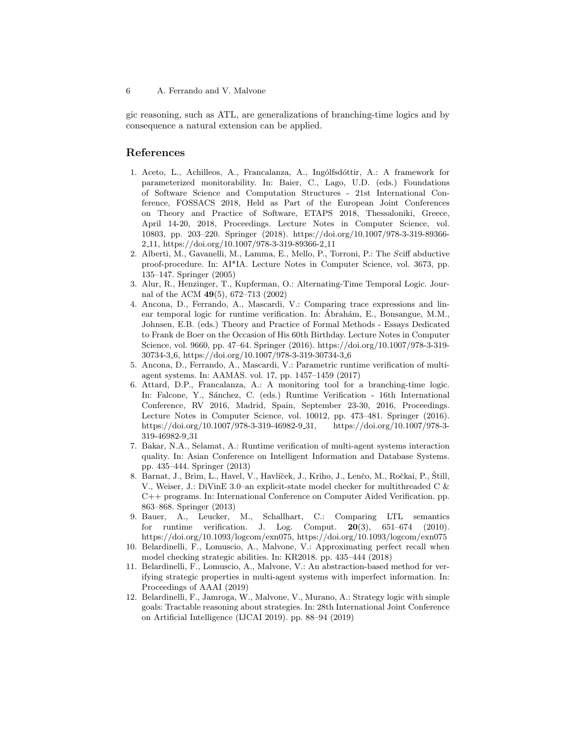gic reasoning, such as ATL, are generalizations of branching-time logics and by consequence a natural extension can be applied.

## References

1. Aceto, L., Achilleos, A., Francalanza, A., Ingólfsdóttir, A.: A framework for parameterized monitorability. In: Baier, C., Lago, U.D. (eds.) Foundations of Software Science and Computation Structures - 21st International Conference, FOSSACS 2018, Held as Part of the European Joint Conferences on Theory and Practice of Software, ETAPS 2018, Thessaloniki, Greece, April 14-20, 2018, Proceedings. Lecture Notes in Computer Science, vol. 10803, pp. 203–220. Springer (2018). https://doi.org/10.1007/978-3-319-89366-2_11, https://doi.org/10.1007/978-3-319-89366-2_11
2. Alberti, M., Gavanelli, M., Lamma, E., Mello, P., Torroni, P.: The $S$ciff abductive proof-procedure. In: AI*IA. Lecture Notes in Computer Science, vol. 3673, pp. 135–147. Springer (2005)
3. Alur, R., Henzinger, T., Kupferman, O.: Alternating-Time Temporal Logic. Journal of the ACM **49**(5), 672–713 (2002)
4. Ancona, D., Ferrando, A., Mascardi, V.: Comparing trace expressions and linear temporal logic for runtime verification. In: Ábrahám, E., Bonsangue, M.M., Johnsen, E.B. (eds.) Theory and Practice of Formal Methods - Essays Dedicated to Frank de Boer on the Occasion of His 60th Birthday. Lecture Notes in Computer Science, vol. 9660, pp. 47–64. Springer (2016). https://doi.org/10.1007/978-3-319-30734-3_6, https://doi.org/10.1007/978-3-319-30734-3_6
5. Ancona, D., Ferrando, A., Mascardi, V.: Parametric runtime verification of multi-agent systems. In: AAMAS. vol. 17, pp. 1457–1459 (2017)
6. Attard, D.P., Francalanza, A.: A monitoring tool for a branching-time logic. In: Falcone, Y., Sánchez, C. (eds.) Runtime Verification - 16th International Conference, RV 2016, Madrid, Spain, September 23-30, 2016, Proceedings. Lecture Notes in Computer Science, vol. 10012, pp. 473–481. Springer (2016). https://doi.org/10.1007/978-3-319-46982-9_31, https://doi.org/10.1007/978-3-319-46982-9_31
7. Bakar, N.A., Selamat, A.: Runtime verification of multi-agent systems interaction quality. In: Asian Conference on Intelligent Information and Database Systems. pp. 435–444. Springer (2013)
8. Barnat, J., Brim, L., Havel, V., Havlíček, J., Kriho, J., Lenčo, M., Ročkai, P., Štill, V., Weiser, J.: DiVinE 3.0–an explicit-state model checker for multithreaded C & C++ programs. In: International Conference on Computer Aided Verification. pp. 863–868. Springer (2013)
9. Bauer, A., Leucker, M., Schallhart, C.: Comparing LTL semantics for runtime verification. J. Log. Comput. **20**(3), 651–674 (2010). https://doi.org/10.1093/logcom/exn075, https://doi.org/10.1093/logcom/exn075
10. Belardinelli, F., Lomuscio, A., Malvone, V.: Approximating perfect recall when model checking strategic abilities. In: KR2018. pp. 435–444 (2018)
11. Belardinelli, F., Lomuscio, A., Malvone, V.: An abstraction-based method for verifying strategic properties in multi-agent systems with imperfect information. In: Proceedings of AAAI (2019)
12. Belardinelli, F., Jamroga, W., Malvone, V., Murano, A.: Strategy logic with simple goals: Tractable reasoning about strategies. In: 28th International Joint Conference on Artificial Intelligence (IJCAI 2019). pp. 88–94 (2019)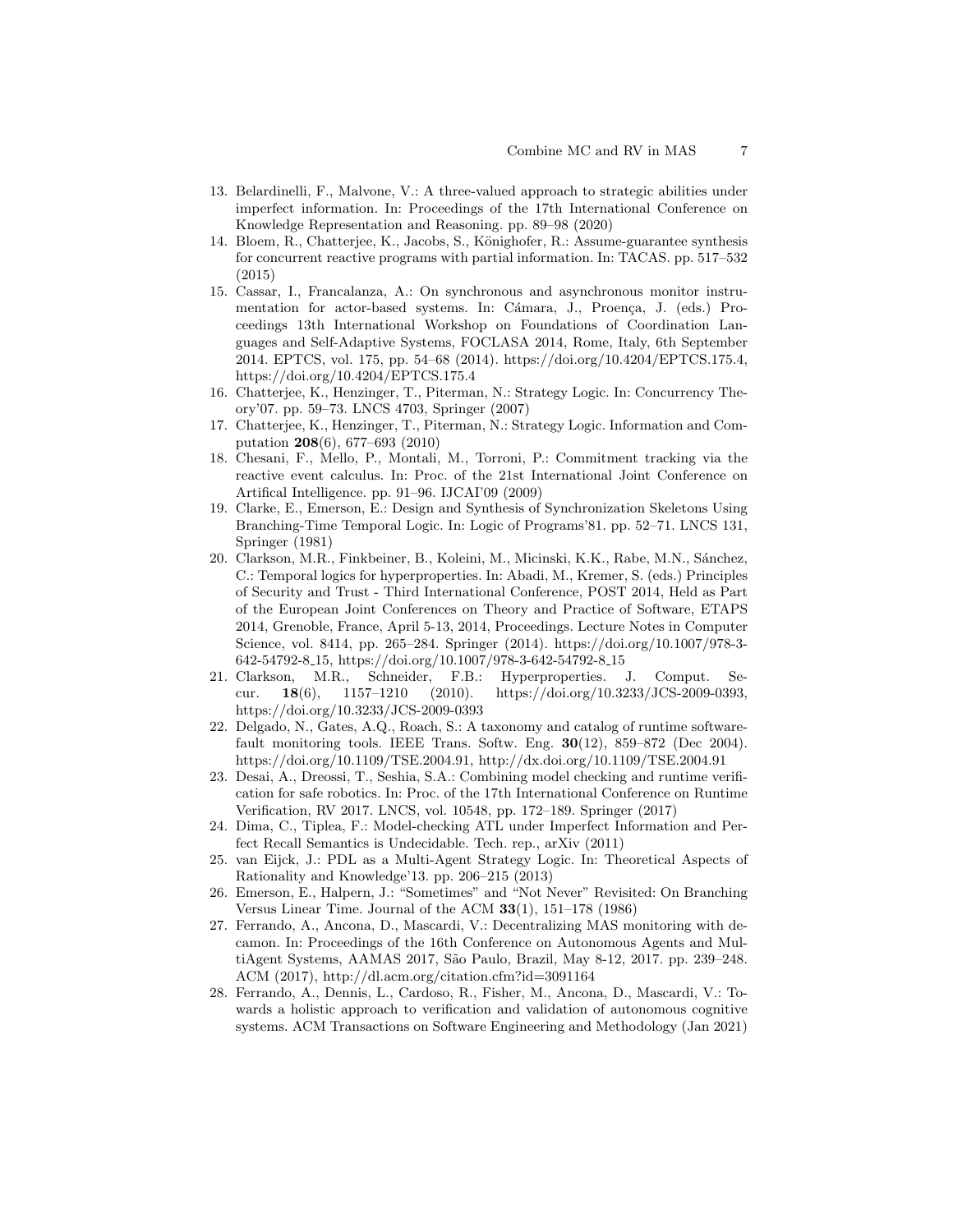13. Belardinelli, F., Malvone, V.: A three-valued approach to strategic abilities under imperfect information. In: Proceedings of the 17th International Conference on Knowledge Representation and Reasoning. pp. 89–98 (2020)
14. Bloem, R., Chatterjee, K., Jacobs, S., Könighofer, R.: Assume-guarantee synthesis for concurrent reactive programs with partial information. In: TACAS. pp. 517–532 (2015)
15. Cassar, I., Francalanza, A.: On synchronous and asynchronous monitor instrumentation for actor-based systems. In: Cámara, J., Proença, J. (eds.) Proceedings 13th International Workshop on Foundations of Coordination Languages and Self-Adaptive Systems, FOCLASA 2014, Rome, Italy, 6th September 2014. EPTCS, vol. 175, pp. 54–68 (2014). https://doi.org/10.4204/EPTCS.175.4, https://doi.org/10.4204/EPTCS.175.4
16. Chatterjee, K., Henzinger, T., Piterman, N.: Strategy Logic. In: Concurrency Theory'07. pp. 59–73. LNCS 4703, Springer (2007)
17. Chatterjee, K., Henzinger, T., Piterman, N.: Strategy Logic. Information and Computation **208**(6), 677–693 (2010)
18. Chesani, F., Mello, P., Montali, M., Torroni, P.: Commitment tracking via the reactive event calculus. In: Proc. of the 21st International Joint Conference on Artifical Intelligence. pp. 91–96. IJCAI'09 (2009)
19. Clarke, E., Emerson, E.: Design and Synthesis of Synchronization Skeletons Using Branching-Time Temporal Logic. In: Logic of Programs'81. pp. 52–71. LNCS 131, Springer (1981)
20. Clarkson, M.R., Finkbeiner, B., Koleini, M., Micinski, K.K., Rabe, M.N., Sánchez, C.: Temporal logics for hyperproperties. In: Abadi, M., Kremer, S. (eds.) Principles of Security and Trust - Third International Conference, POST 2014, Held as Part of the European Joint Conferences on Theory and Practice of Software, ETAPS 2014, Grenoble, France, April 5-13, 2014, Proceedings. Lecture Notes in Computer Science, vol. 8414, pp. 265–284. Springer (2014). https://doi.org/10.1007/978-3-642-54792-8_15, https://doi.org/10.1007/978-3-642-54792-8_15
21. Clarkson, M.R., Schneider, F.B.: Hyperproperties. J. Comput. Secur. **18**(6), 1157–1210 (2010). https://doi.org/10.3233/JCS-2009-0393, https://doi.org/10.3233/JCS-2009-0393
22. Delgado, N., Gates, A.Q., Roach, S.: A taxonomy and catalog of runtime software-fault monitoring tools. IEEE Trans. Softw. Eng. **30**(12), 859–872 (Dec 2004). https://doi.org/10.1109/TSE.2004.91, http://dx.doi.org/10.1109/TSE.2004.91
23. Desai, A., Dreossi, T., Seshia, S.A.: Combining model checking and runtime verification for safe robotics. In: Proc. of the 17th International Conference on Runtime Verification, RV 2017. LNCS, vol. 10548, pp. 172–189. Springer (2017)
24. Dima, C., Tiplea, F.: Model-checking ATL under Imperfect Information and Perfect Recall Semantics is Undecidable. Tech. rep., arXiv (2011)
25. van Eijck, J.: PDL as a Multi-Agent Strategy Logic. In: Theoretical Aspects of Rationality and Knowledge'13. pp. 206–215 (2013)
26. Emerson, E., Halpern, J.: "Sometimes" and "Not Never" Revisited: On Branching Versus Linear Time. Journal of the ACM **33**(1), 151–178 (1986)
27. Ferrando, A., Ancona, D., Mascardi, V.: Decentralizing MAS monitoring with decamon. In: Proceedings of the 16th Conference on Autonomous Agents and MultiAgent Systems, AAMAS 2017, São Paulo, Brazil, May 8-12, 2017. pp. 239–248. ACM (2017), http://dl.acm.org/citation.cfm?id=3091164
28. Ferrando, A., Dennis, L., Cardoso, R., Fisher, M., Ancona, D., Mascardi, V.: Towards a holistic approach to verification and validation of autonomous cognitive systems. ACM Transactions on Software Engineering and Methodology (Jan 2021)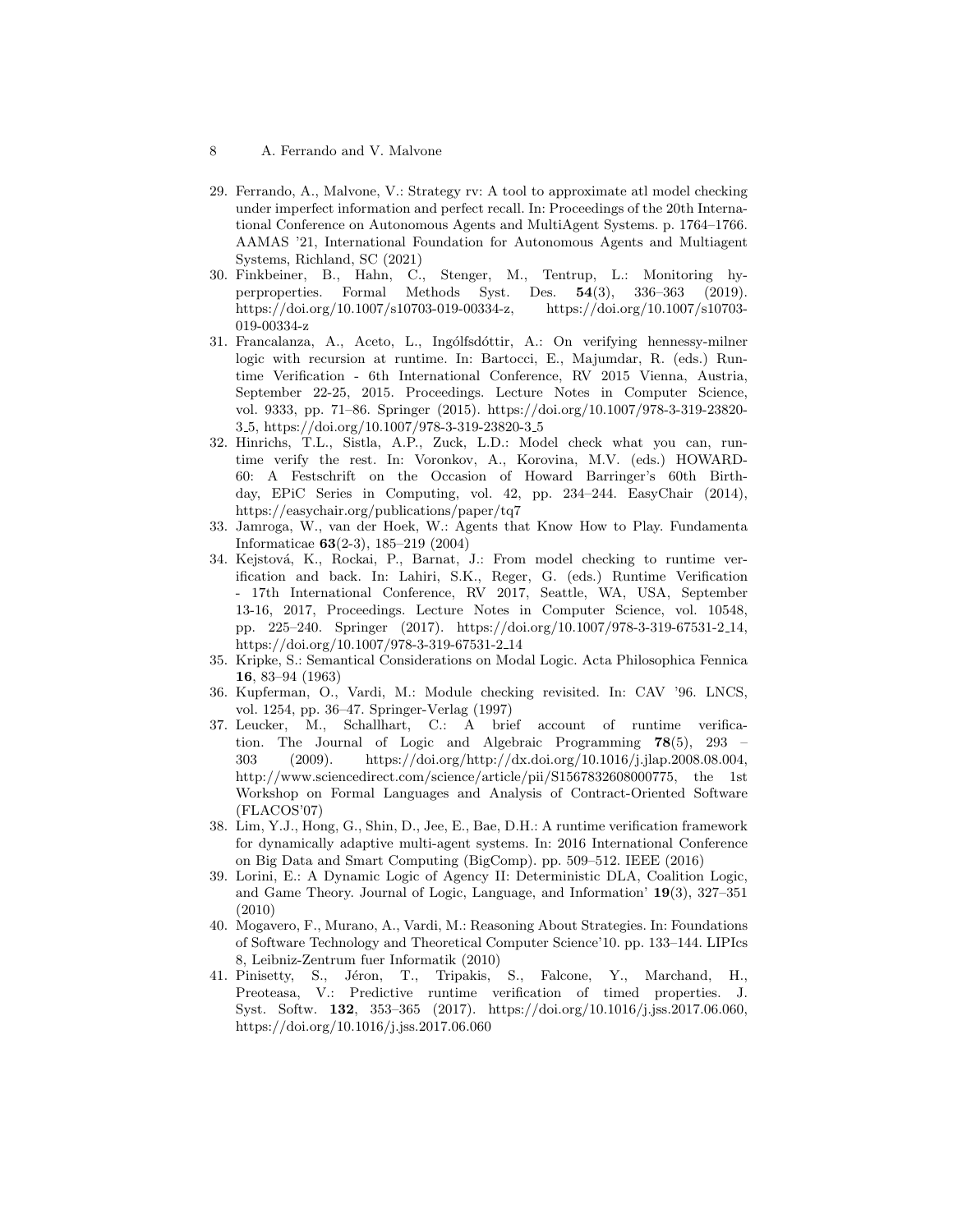29. Ferrando, A., Malvone, V.: Strategy rv: A tool to approximate atl model checking under imperfect information and perfect recall. In: Proceedings of the 20th International Conference on Autonomous Agents and MultiAgent Systems. p. 1764–1766. AAMAS '21, International Foundation for Autonomous Agents and Multiagent Systems, Richland, SC (2021)
30. Finkbeiner, B., Hahn, C., Stenger, M., Tentrup, L.: Monitoring hyperproperties. Formal Methods Syst. Des. **54**(3), 336–363 (2019). https://doi.org/10.1007/s10703-019-00334-z, https://doi.org/10.1007/s10703-019-00334-z
31. Francalanza, A., Aceto, L., Ingólfsdóttir, A.: On verifying hennessy-milner logic with recursion at runtime. In: Bartocci, E., Majumdar, R. (eds.) Runtime Verification - 6th International Conference, RV 2015 Vienna, Austria, September 22-25, 2015. Proceedings. Lecture Notes in Computer Science, vol. 9333, pp. 71–86. Springer (2015). https://doi.org/10.1007/978-3-319-23820-3_5, https://doi.org/10.1007/978-3-319-23820-3_5
32. Hinrichs, T.L., Sistla, A.P., Zuck, L.D.: Model check what you can, runtime verify the rest. In: Voronkov, A., Korovina, M.V. (eds.) HOWARD-60: A Festschrift on the Occasion of Howard Barringer's 60th Birthday, EPiC Series in Computing, vol. 42, pp. 234–244. EasyChair (2014), https://easychair.org/publications/paper/tq7
33. Jamroga, W., van der Hoek, W.: Agents that Know How to Play. Fundamenta Informaticae **63**(2-3), 185–219 (2004)
34. Kejstová, K., Rockai, P., Barnat, J.: From model checking to runtime verification and back. In: Lahiri, S.K., Reger, G. (eds.) Runtime Verification - 17th International Conference, RV 2017, Seattle, WA, USA, September 13-16, 2017, Proceedings. Lecture Notes in Computer Science, vol. 10548, pp. 225–240. Springer (2017). https://doi.org/10.1007/978-3-319-67531-2_14, https://doi.org/10.1007/978-3-319-67531-2_14
35. Kripke, S.: Semantical Considerations on Modal Logic. Acta Philosophica Fennica **16**, 83–94 (1963)
36. Kupferman, O., Vardi, M.: Module checking revisited. In: CAV '96. LNCS, vol. 1254, pp. 36–47. Springer-Verlag (1997)
37. Leucker, M., Schallhart, C.: A brief account of runtime verification. The Journal of Logic and Algebraic Programming **78**(5), 293 – 303 (2009). https://doi.org/http://dx.doi.org/10.1016/j.jlap.2008.08.004, http://www.sciencedirect.com/science/article/pii/S1567832608000775, the 1st Workshop on Formal Languages and Analysis of Contract-Oriented Software (FLACOS'07)
38. Lim, Y.J., Hong, G., Shin, D., Jee, E., Bae, D.H.: A runtime verification framework for dynamically adaptive multi-agent systems. In: 2016 International Conference on Big Data and Smart Computing (BigComp). pp. 509–512. IEEE (2016)
39. Lorini, E.: A Dynamic Logic of Agency II: Deterministic DLA, Coalition Logic, and Game Theory. Journal of Logic, Language, and Information' **19**(3), 327–351 (2010)
40. Mogavero, F., Murano, A., Vardi, M.: Reasoning About Strategies. In: Foundations of Software Technology and Theoretical Computer Science'10. pp. 133–144. LIPIcs 8, Leibniz-Zentrum fuer Informatik (2010)
41. Pinisetty, S., Jéron, T., Tripakis, S., Falcone, Y., Marchand, H., Preoteasa, V.: Predictive runtime verification of timed properties. J. Syst. Softw. **132**, 353–365 (2017). https://doi.org/10.1016/j.jss.2017.06.060, https://doi.org/10.1016/j.jss.2017.06.060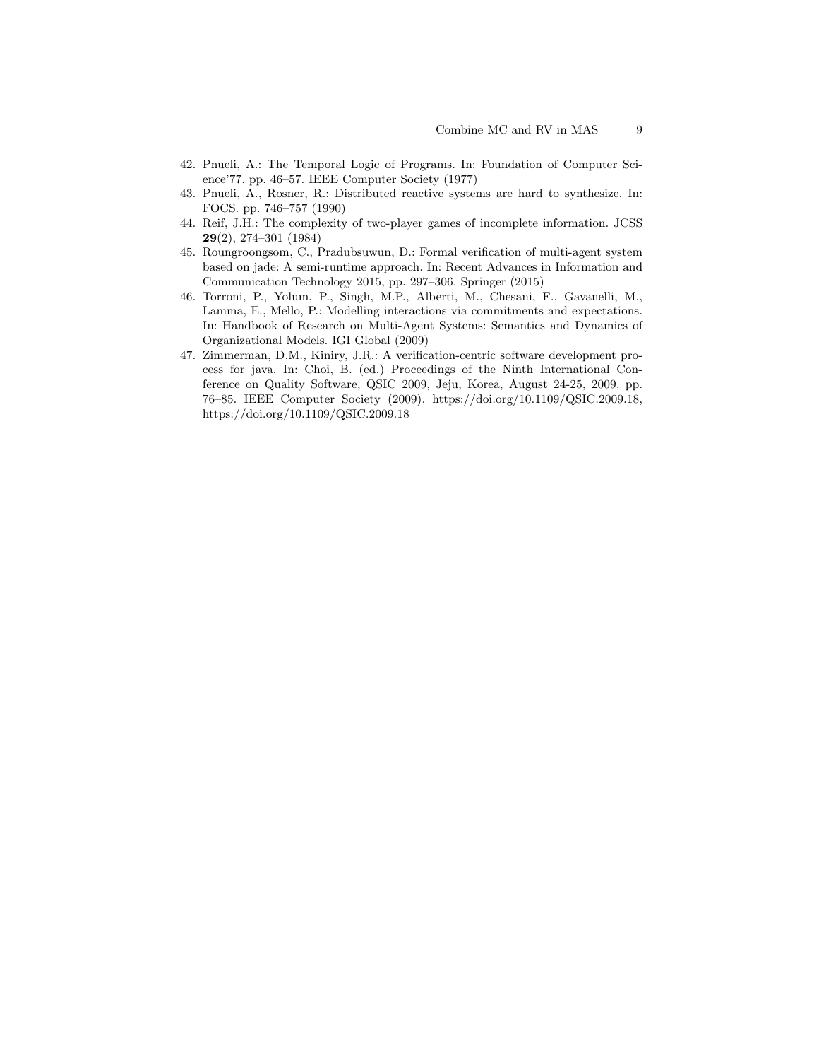42. Pnueli, A.: The Temporal Logic of Programs. In: Foundation of Computer Science'77. pp. 46–57. IEEE Computer Society (1977)
43. Pnueli, A., Rosner, R.: Distributed reactive systems are hard to synthesize. In: FOCS. pp. 746–757 (1990)
44. Reif, J.H.: The complexity of two-player games of incomplete information. JCSS **29**(2), 274–301 (1984)
45. Roungroongsom, C., Pradubsuwun, D.: Formal verification of multi-agent system based on jade: A semi-runtime approach. In: Recent Advances in Information and Communication Technology 2015, pp. 297–306. Springer (2015)
46. Torroni, P., Yolum, P., Singh, M.P., Alberti, M., Chesani, F., Gavanelli, M., Lamma, E., Mello, P.: Modelling interactions via commitments and expectations. In: Handbook of Research on Multi-Agent Systems: Semantics and Dynamics of Organizational Models. IGI Global (2009)
47. Zimmerman, D.M., Kiniry, J.R.: A verification-centric software development process for java. In: Choi, B. (ed.) Proceedings of the Ninth International Conference on Quality Software, QSIC 2009, Jeju, Korea, August 24-25, 2009. pp. 76–85. IEEE Computer Society (2009). https://doi.org/10.1109/QSIC.2009.18, https://doi.org/10.1109/QSIC.2009.18